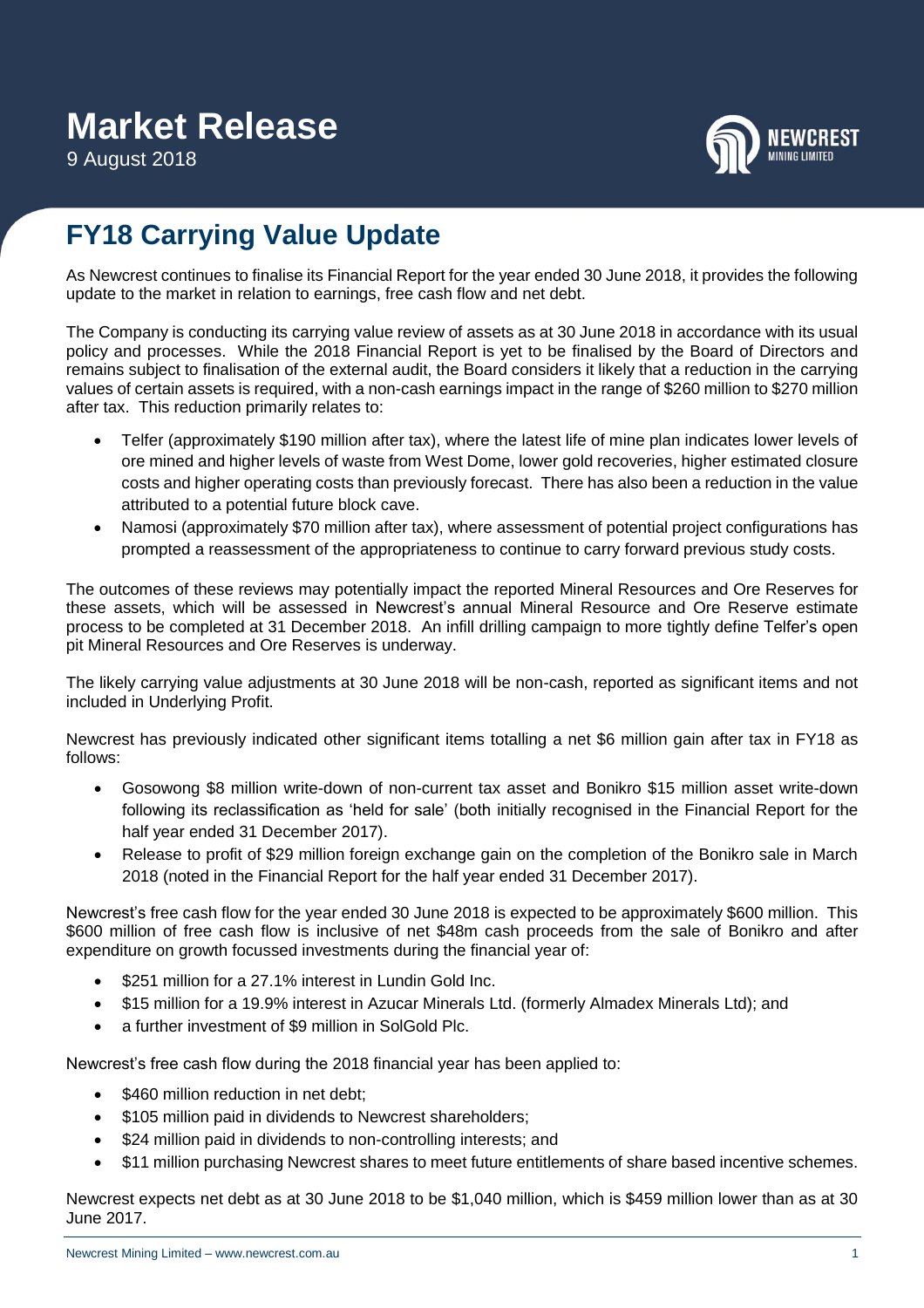# Market Release

9 August 2018

## FY18 Carrying Value Update

As Newcrest continues to finalise its Financial Report for the year ended 30 June 2018, it provides the following update to the market in relation to earnings, free cash flow and net debt.

The Company is conducting its carrying value review of assets as at 30 June 2018 in accordance with its usual policy and processes. While the 2018 Financial Report is yet to be finalised by the Board of Directors and remains subject to finalisation of the external audit, the Board considers it likely that a reduction in the carrying values of certain assets is required, with a non-cash earnings impact in the range of $260 million to $270 million after tax. This reduction primarily relates to:

- Telfer (approximately $190 million after tax), where the latest life of mine plan indicates lower levels of ore mined and higher levels of waste from West Dome, lower gold recoveries, higher estimated closure costs and higher operating costs than previously forecast. There has also been a reduction in the value attributed to a potential future block cave.
- Namosi (approximately $70 million after tax), where assessment of potential project configurations has prompted a reassessment of the appropriateness to continue to carry forward previous study costs.

The outcomes of these reviews may potentially impact the reported Mineral Resources and Ore Reserves for these assets, which will be assessed in Newcrest's annual Mineral Resource and Ore Reserve estimate process to be completed at 31 December 2018. An infill drilling campaign to more tightly define Telfer's open pit Mineral Resources and Ore Reserves is underway.

The likely carrying value adjustments at 30 June 2018 will be non-cash, reported as significant items and not included in Underlying Profit.

Newcrest has previously indicated other significant items totalling a net $6 million gain after tax in FY18 as follows:

- Gosowong $8 million write-down of non-current tax asset and Bonikro $15 million asset write-down following its reclassification as 'held for sale' (both initially recognised in the Financial Report for the half year ended 31 December 2017).
- Release to profit of $29 million foreign exchange gain on the completion of the Bonikro sale in March 2018 (noted in the Financial Report for the half year ended 31 December 2017).

Newcrest's free cash flow for the year ended 30 June 2018 is expected to be approximately $600 million. This $600 million of free cash flow is inclusive of net $48m cash proceeds from the sale of Bonikro and after expenditure on growth focussed investments during the financial year of:

- $251 million for a 27.1% interest in Lundin Gold Inc.
- $15 million for a 19.9% interest in Azucar Minerals Ltd. (formerly Almadex Minerals Ltd); and
- a further investment of $9 million in SolGold Plc.

Newcrest's free cash flow during the 2018 financial year has been applied to:

- $460 million reduction in net debt;
- $105 million paid in dividends to Newcrest shareholders;
- $24 million paid in dividends to non-controlling interests; and
- $11 million purchasing Newcrest shares to meet future entitlements of share based incentive schemes.

Newcrest expects net debt as at 30 June 2018 to be $1,040 million, which is $459 million lower than as at 30 June 2017.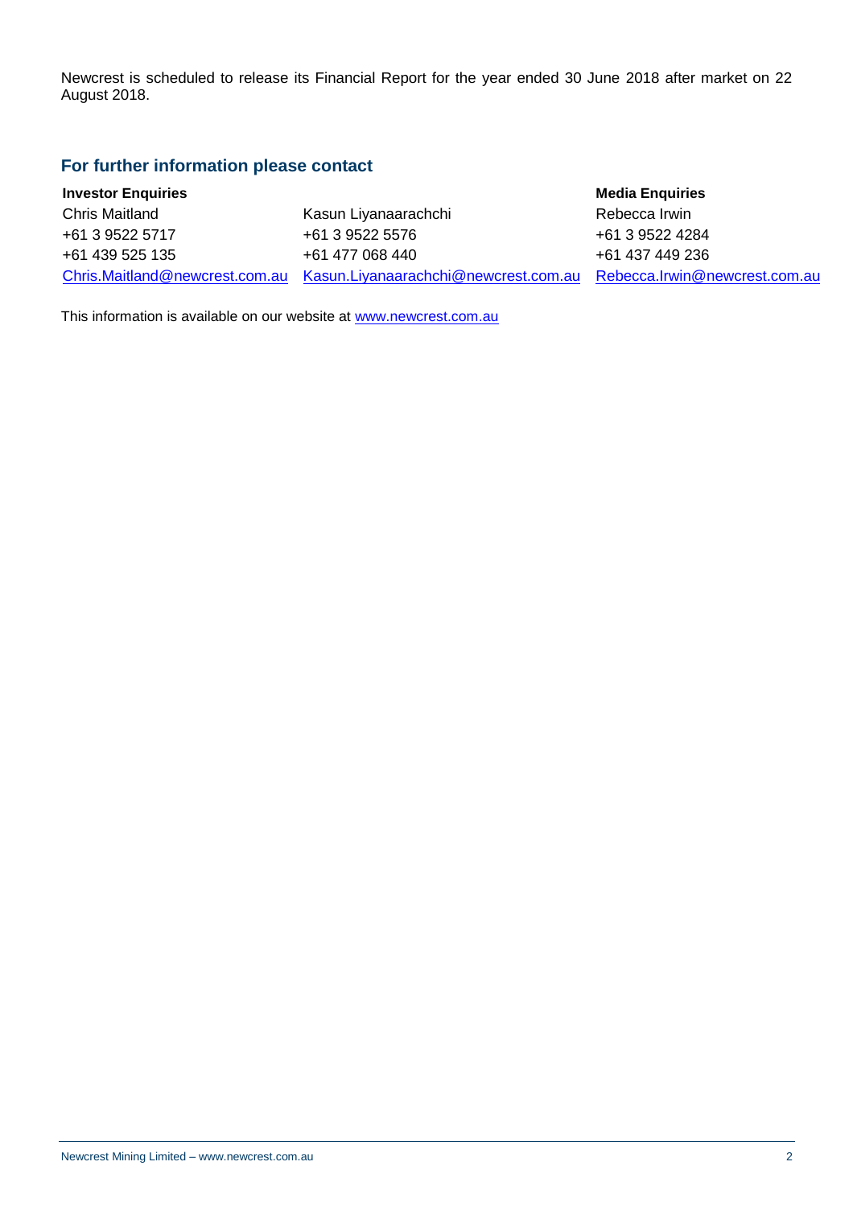Newcrest is scheduled to release its Financial Report for the year ended 30 June 2018 after market on 22 August 2018.

## For further information please contact

| **Investor Enquiries** | | **Media Enquiries** |
|---|---|---|
| Chris Maitland | Kasun Liyanaarachchi | Rebecca Irwin |
| +61 3 9522 5717 | +61 3 9522 5576 | +61 3 9522 4284 |
| +61 439 525 135 | +61 477 068 440 | +61 437 449 236 |
| Chris.Maitland@newcrest.com.au | Kasun.Liyanaarachchi@newcrest.com.au | Rebecca.Irwin@newcrest.com.au |

This information is available on our website at www.newcrest.com.au